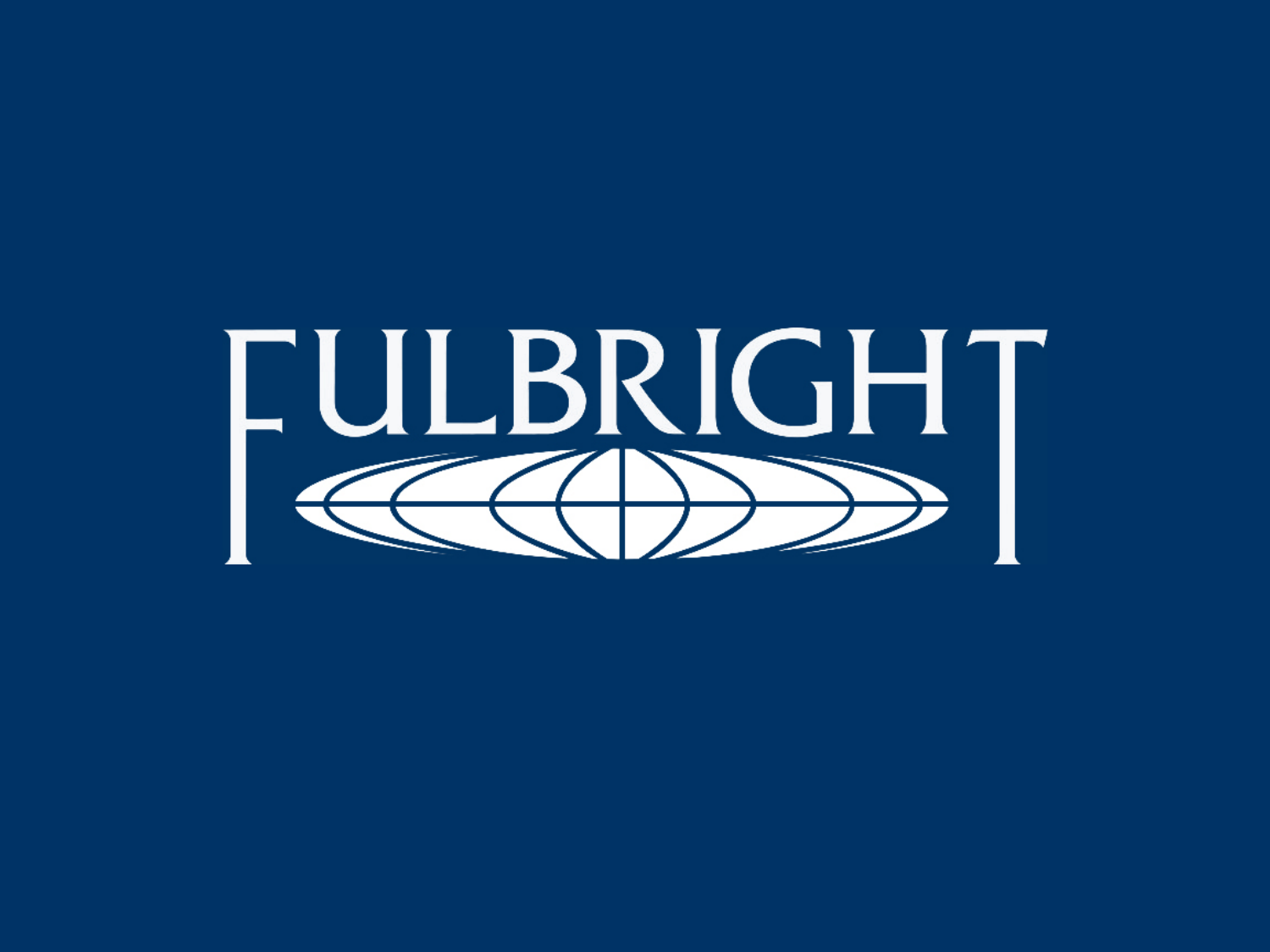# FULBRIGHT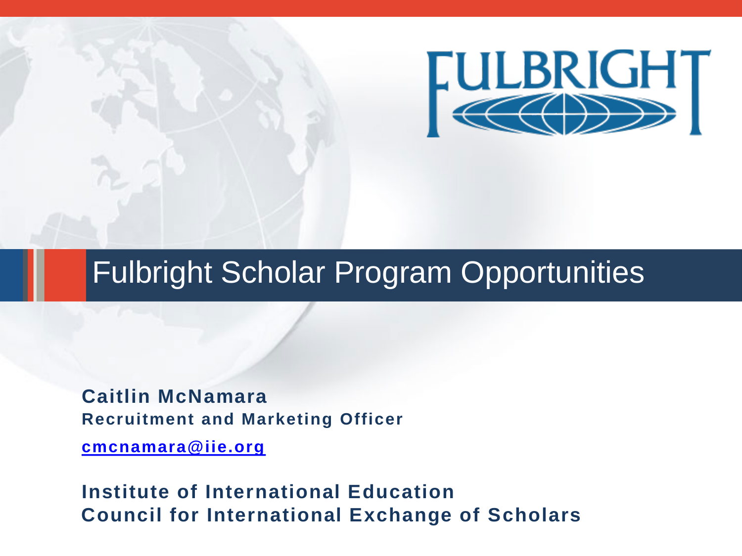FULBRIGHT

# Fulbright Scholar Program Opportunities

**Caitlin McNamara**
**Recruitment and Marketing Officer**

**[cmcnamara@iie.org](mailto:cmcnamara@iie.org)**

**Institute of International Education**
**Council for International Exchange of Scholars**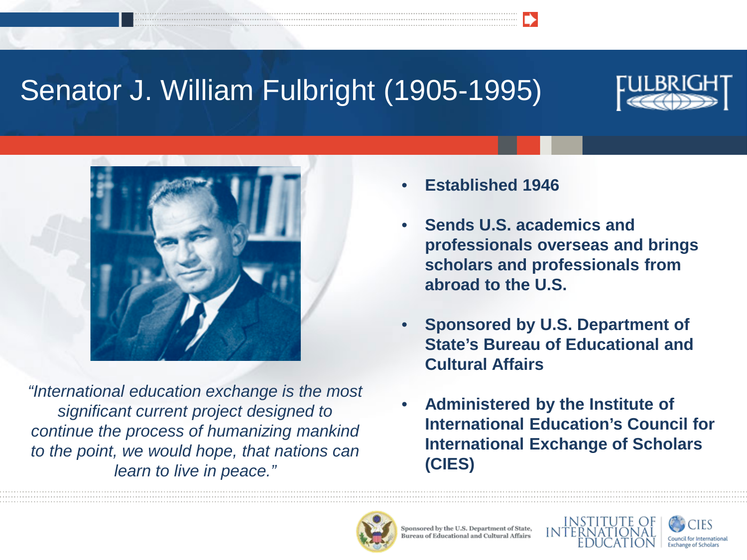# Senator J. William Fulbright (1905-1995)

*"International education exchange is the most significant current project designed to continue the process of humanizing mankind to the point, we would hope, that nations can learn to live in peace."*

- **Established 1946**
- **Sends U.S. academics and professionals overseas and brings scholars and professionals from abroad to the U.S.**
- **Sponsored by U.S. Department of State's Bureau of Educational and Cultural Affairs**
- **Administered by the Institute of International Education's Council for International Exchange of Scholars (CIES)**

Sponsored by the U.S. Department of State, Bureau of Educational and Cultural Affairs

INSTITUTE OF INTERNATIONAL EDUCATION

CIES Council for International Exchange of Scholars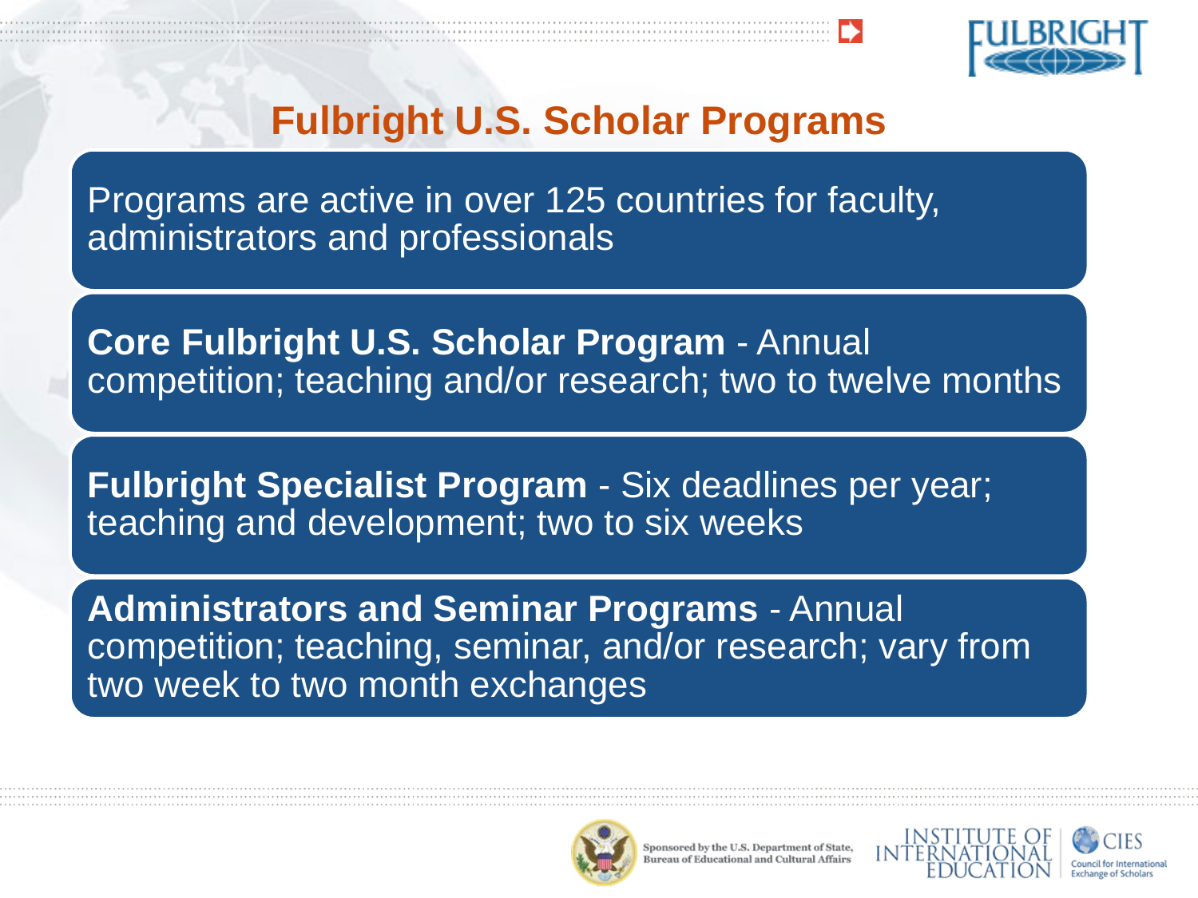# Fulbright U.S. Scholar Programs

Programs are active in over 125 countries for faculty, administrators and professionals

**Core Fulbright U.S. Scholar Program** - Annual competition; teaching and/or research; two to twelve months

**Fulbright Specialist Program** - Six deadlines per year; teaching and development; two to six weeks

**Administrators and Seminar Programs** - Annual competition; teaching, seminar, and/or research; vary from two week to two month exchanges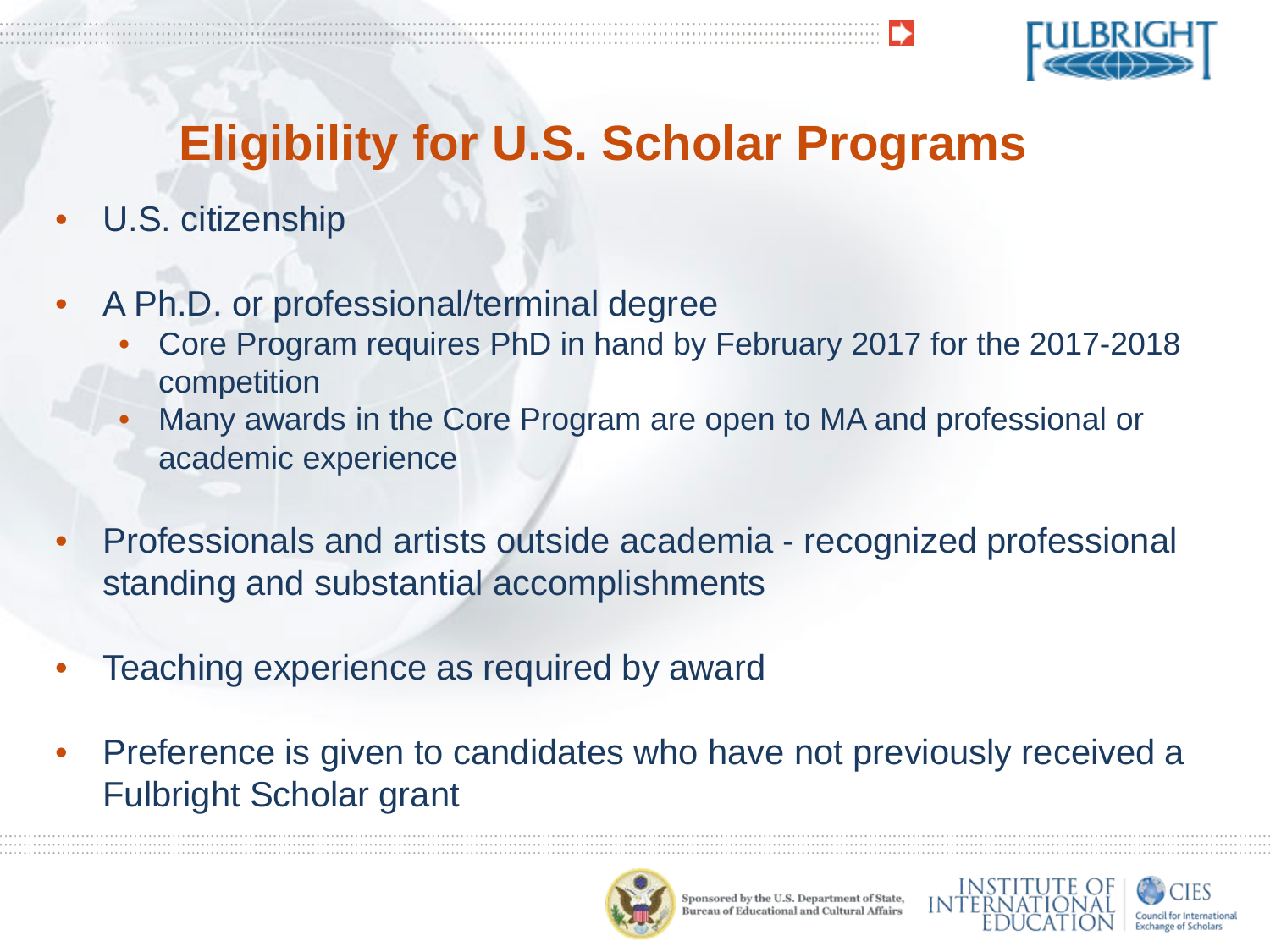# Eligibility for U.S. Scholar Programs

- U.S. citizenship
- A Ph.D. or professional/terminal degree
  - Core Program requires PhD in hand by February 2017 for the 2017-2018 competition
  - Many awards in the Core Program are open to MA and professional or academic experience
- Professionals and artists outside academia - recognized professional standing and substantial accomplishments
- Teaching experience as required by award
- Preference is given to candidates who have not previously received a Fulbright Scholar grant

Sponsored by the U.S. Department of State, Bureau of Educational and Cultural Affairs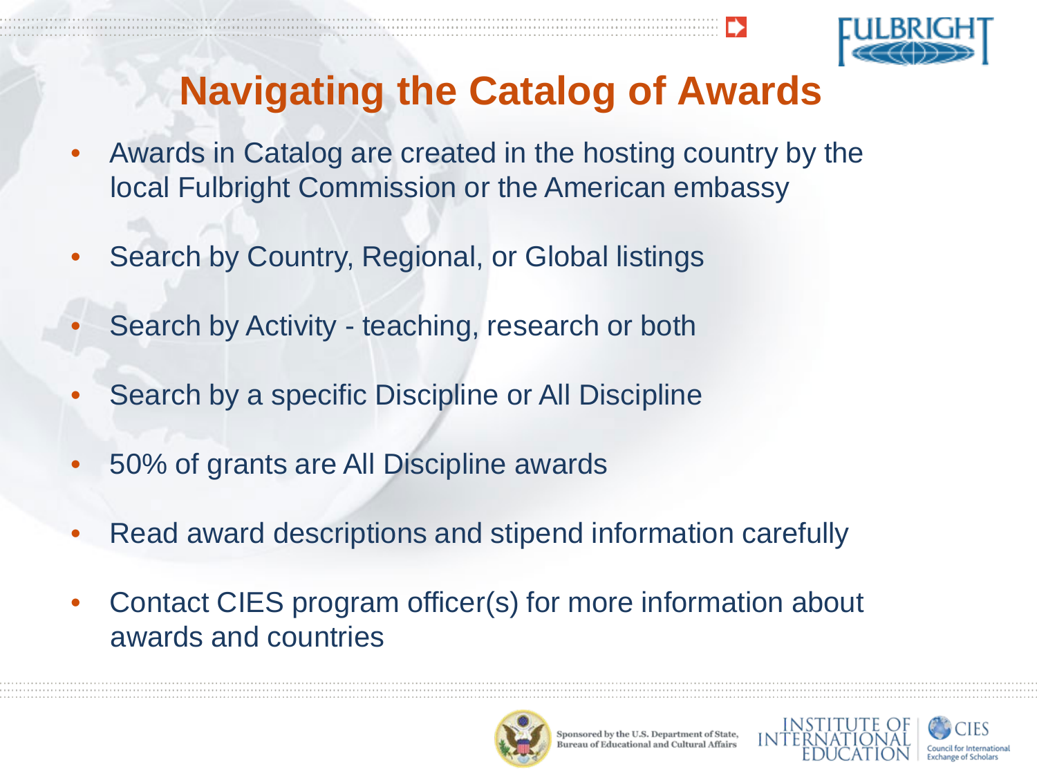# Navigating the Catalog of Awards

- Awards in Catalog are created in the hosting country by the local Fulbright Commission or the American embassy
- Search by Country, Regional, or Global listings
- Search by Activity - teaching, research or both
- Search by a specific Discipline or All Discipline
- 50% of grants are All Discipline awards
- Read award descriptions and stipend information carefully
- Contact CIES program officer(s) for more information about awards and countries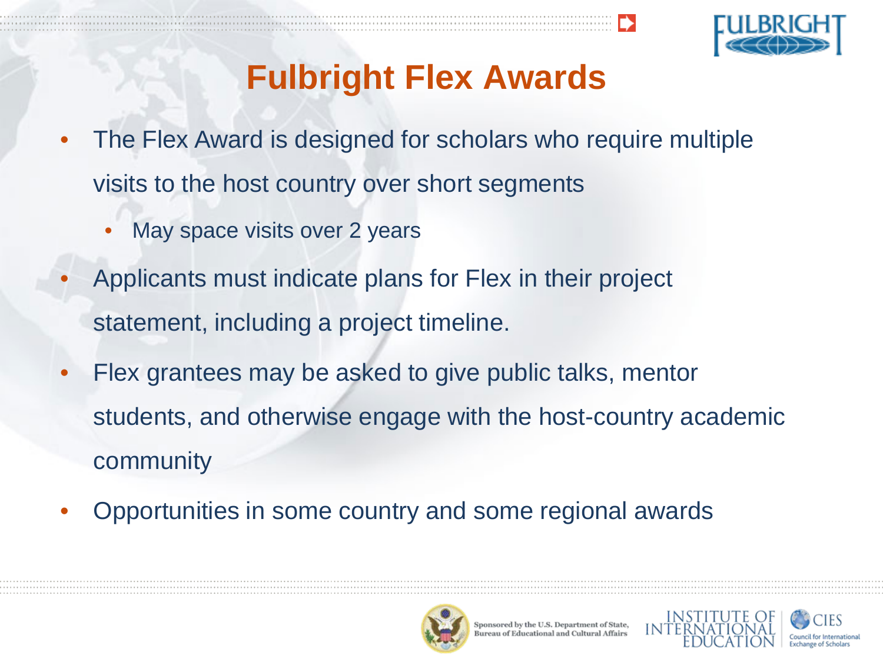# Fulbright Flex Awards

- The Flex Award is designed for scholars who require multiple visits to the host country over short segments
  - May space visits over 2 years
- Applicants must indicate plans for Flex in their project statement, including a project timeline.
- Flex grantees may be asked to give public talks, mentor students, and otherwise engage with the host-country academic community
- Opportunities in some country and some regional awards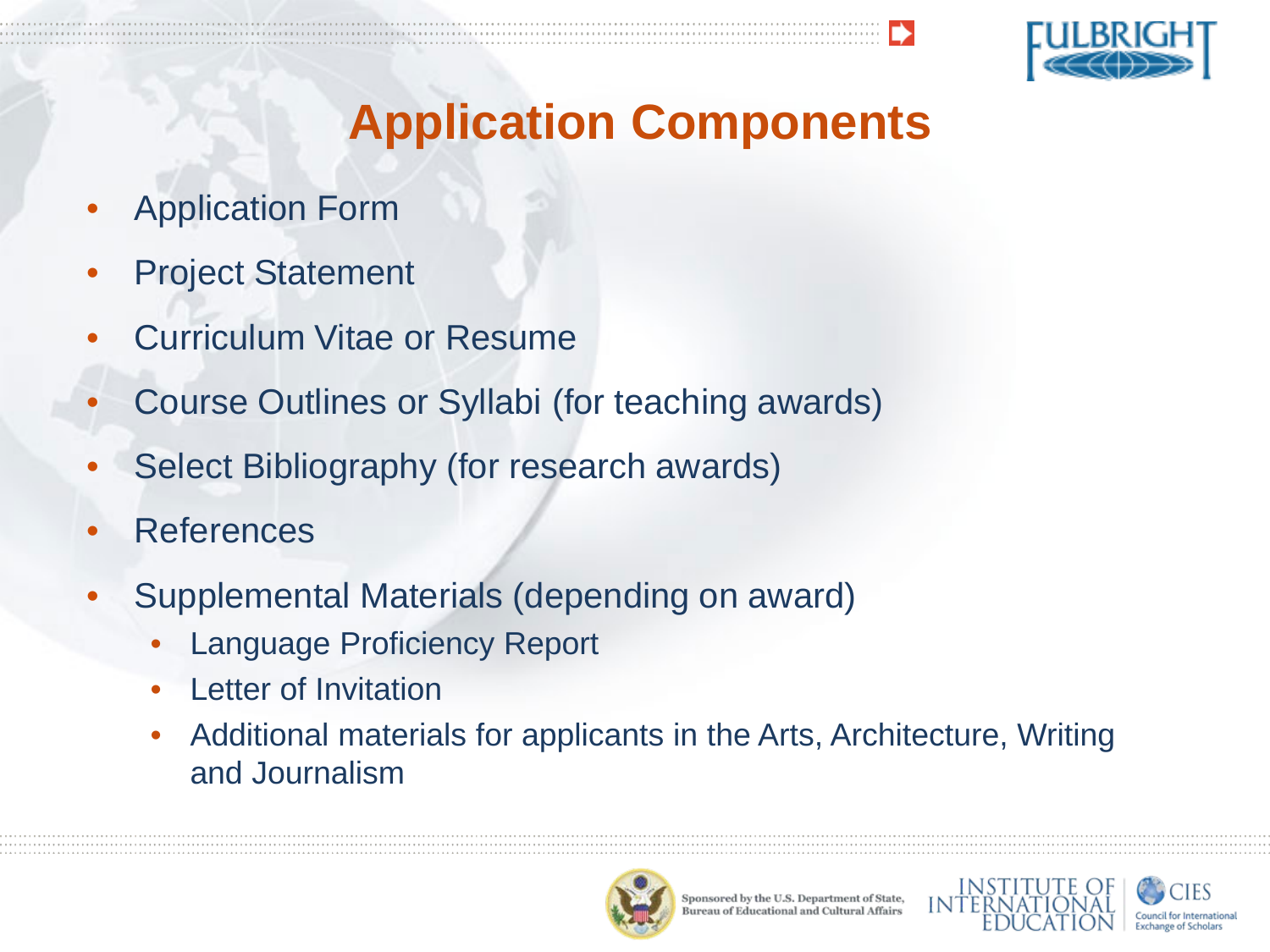# Application Components

- Application Form
- Project Statement
- Curriculum Vitae or Resume
- Course Outlines or Syllabi (for teaching awards)
- Select Bibliography (for research awards)
- References
- Supplemental Materials (depending on award)
  - Language Proficiency Report
  - Letter of Invitation
  - Additional materials for applicants in the Arts, Architecture, Writing and Journalism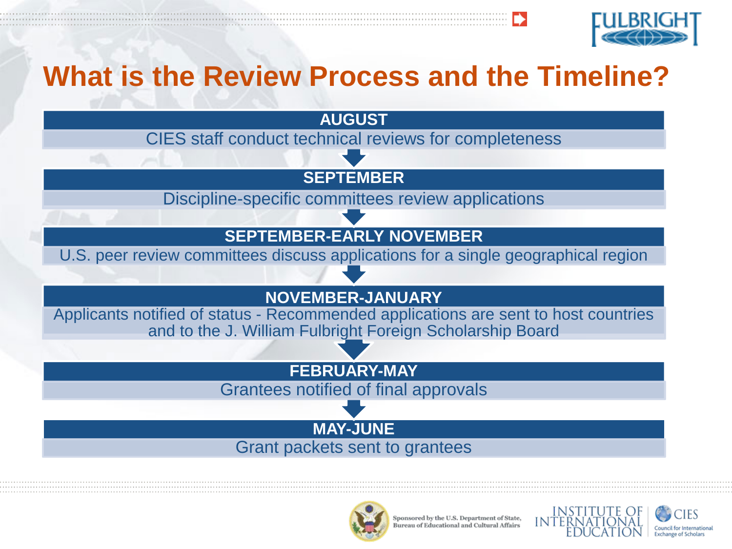# What is the Review Process and the Timeline?

**AUGUST**

CIES staff conduct technical reviews for completeness

**SEPTEMBER**

Discipline-specific committees review applications

**SEPTEMBER-EARLY NOVEMBER**

U.S. peer review committees discuss applications for a single geographical region

**NOVEMBER-JANUARY**

Applicants notified of status - Recommended applications are sent to host countries and to the J. William Fulbright Foreign Scholarship Board

**FEBRUARY-MAY**

Grantees notified of final approvals

**MAY-JUNE**

Grant packets sent to grantees

Sponsored by the U.S. Department of State, Bureau of Educational and Cultural Affairs

INSTITUTE OF INTERNATIONAL EDUCATION

CIES Council for International Exchange of Scholars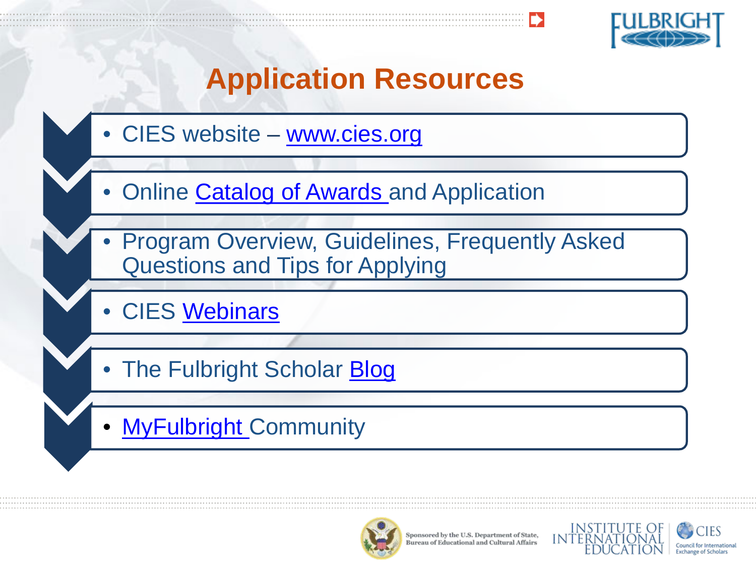# Application Resources

- CIES website – www.cies.org
- Online Catalog of Awards and Application
- Program Overview, Guidelines, Frequently Asked Questions and Tips for Applying
- CIES Webinars
- The Fulbright Scholar Blog
- MyFulbright Community

Sponsored by the U.S. Department of State, Bureau of Educational and Cultural Affairs

INSTITUTE OF INTERNATIONAL EDUCATION

CIES Council for International Exchange of Scholars